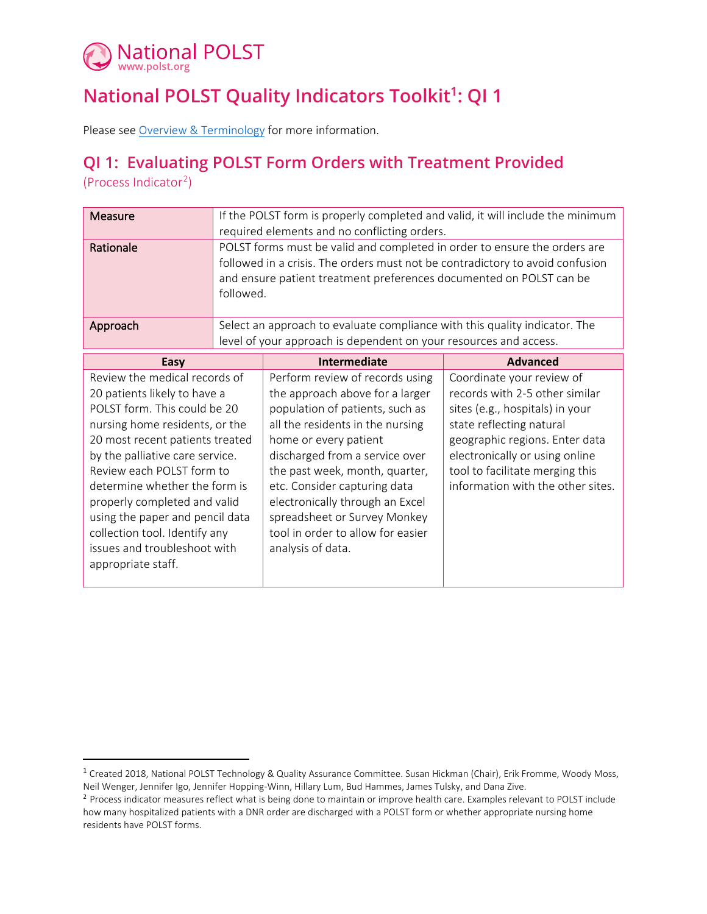National POLST
www.polst.org

# National POLST Quality Indicators Toolkit[1]: QI 1

Please see [Overview & Terminology](Overview & Terminology) for more information.

## QI 1: Evaluating POLST Form Orders with Treatment Provided

(Process Indicator[2])

| | |
|---|---|
| **Measure** | If the POLST form is properly completed and valid, it will include the minimum required elements and no conflicting orders. |
| **Rationale** | POLST forms must be valid and completed in order to ensure the orders are followed in a crisis. The orders must not be contradictory to avoid confusion and ensure patient treatment preferences documented on POLST can be followed. |
| **Approach** | Select an approach to evaluate compliance with this quality indicator. The level of your approach is dependent on your resources and access. |

| Easy | Intermediate | Advanced |
|---|---|---|
| Review the medical records of 20 patients likely to have a POLST form. This could be 20 nursing home residents, or the 20 most recent patients treated by the palliative care service. Review each POLST form to determine whether the form is properly completed and valid using the paper and pencil data collection tool. Identify any issues and troubleshoot with appropriate staff. | Perform review of records using the approach above for a larger population of patients, such as all the residents in the nursing home or every patient discharged from a service over the past week, month, quarter, etc. Consider capturing data electronically through an Excel spreadsheet or Survey Monkey tool in order to allow for easier analysis of data. | Coordinate your review of records with 2-5 other similar sites (e.g., hospitals) in your state reflecting natural geographic regions. Enter data electronically or using online tool to facilitate merging this information with the other sites. |

---

[1] Created 2018, National POLST Technology & Quality Assurance Committee. Susan Hickman (Chair), Erik Fromme, Woody Moss, Neil Wenger, Jennifer Igo, Jennifer Hopping-Winn, Hillary Lum, Bud Hammes, James Tulsky, and Dana Zive.

[2] Process indicator measures reflect what is being done to maintain or improve health care. Examples relevant to POLST include how many hospitalized patients with a DNR order are discharged with a POLST form or whether appropriate nursing home residents have POLST forms.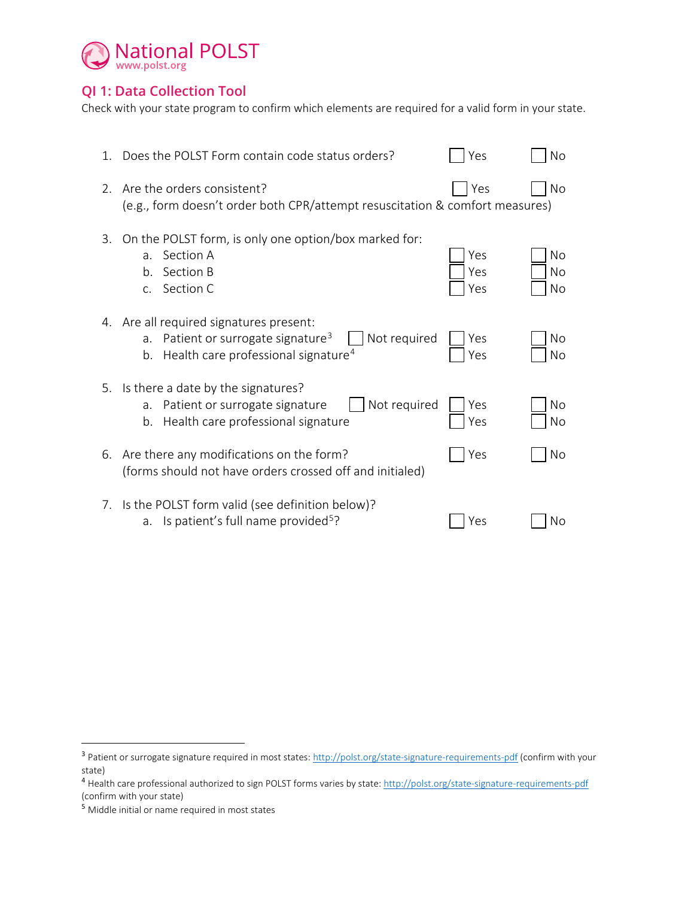National POLST
www.polst.org

## QI 1: Data Collection Tool

Check with your state program to confirm which elements are required for a valid form in your state.

| | | | | |
|---|---|---|---|---|
| 1. Does the POLST Form contain code status orders? | | ☐ Yes | ☐ No |
| 2. Are the orders consistent? (e.g., form doesn't order both CPR/attempt resuscitation & comfort measures) | | ☐ Yes | ☐ No |
| 3. On the POLST form, is only one option/box marked for: | | | |
| a. Section A | | ☐ Yes | ☐ No |
| b. Section B | | ☐ Yes | ☐ No |
| c. Section C | | ☐ Yes | ☐ No |
| 4. Are all required signatures present: | | | |
| a. Patient or surrogate signature[3] | ☐ Not required | ☐ Yes | ☐ No |
| b. Health care professional signature[4] | | ☐ Yes | ☐ No |
| 5. Is there a date by the signatures? | | | |
| a. Patient or surrogate signature | ☐ Not required | ☐ Yes | ☐ No |
| b. Health care professional signature | | ☐ Yes | ☐ No |
| 6. Are there any modifications on the form? (forms should not have orders crossed off and initialed) | | ☐ Yes | ☐ No |
| 7. Is the POLST form valid (see definition below)? | | | |
| a. Is patient's full name provided[5]? | | ☐ Yes | ☐ No |

[3] Patient or surrogate signature required in most states: http://polst.org/state-signature-requirements-pdf (confirm with your state)

[4] Health care professional authorized to sign POLST forms varies by state: http://polst.org/state-signature-requirements-pdf (confirm with your state)

[5] Middle initial or name required in most states